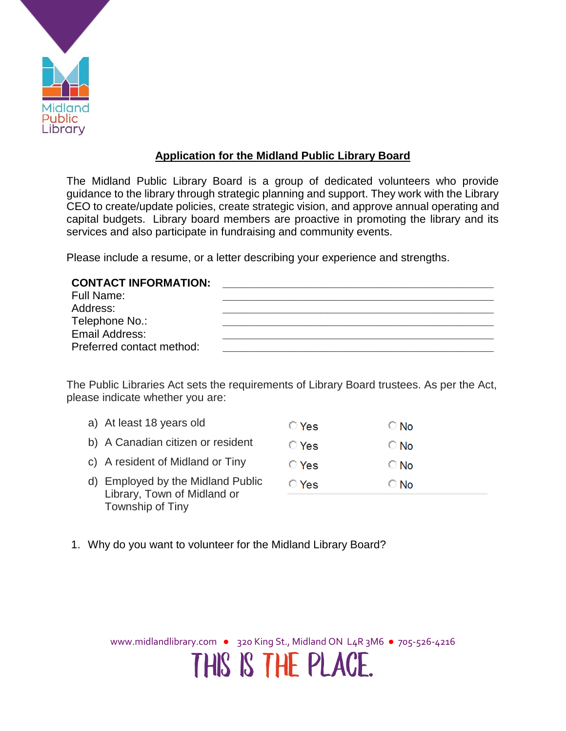Midland Public Library

## Application for the Midland Public Library Board

The Midland Public Library Board is a group of dedicated volunteers who provide guidance to the library through strategic planning and support. They work with the Library CEO to create/update policies, create strategic vision, and approve annual operating and capital budgets. Library board members are proactive in promoting the library and its services and also participate in fundraising and community events.

Please include a resume, or a letter describing your experience and strengths.

**CONTACT INFORMATION:** ____________________________________________

Full Name: ____________________________________________

Address: ____________________________________________

Telephone No.: ____________________________________________

Email Address: ____________________________________________

Preferred contact method: ____________________________________________

The Public Libraries Act sets the requirements of Library Board trustees. As per the Act, please indicate whether you are:

| | | |
|---|---|---|
| a) At least 18 years old | ○ Yes | ○ No |
| b) A Canadian citizen or resident | ○ Yes | ○ No |
| c) A resident of Midland or Tiny | ○ Yes | ○ No |
| d) Employed by the Midland Public Library, Town of Midland or Township of Tiny | ○ Yes | ○ No |

1. Why do you want to volunteer for the Midland Library Board?

www.midlandlibrary.com ● 320 King St., Midland ON L4R 3M6 ● 705-526-4216

THIS IS THE PLACE.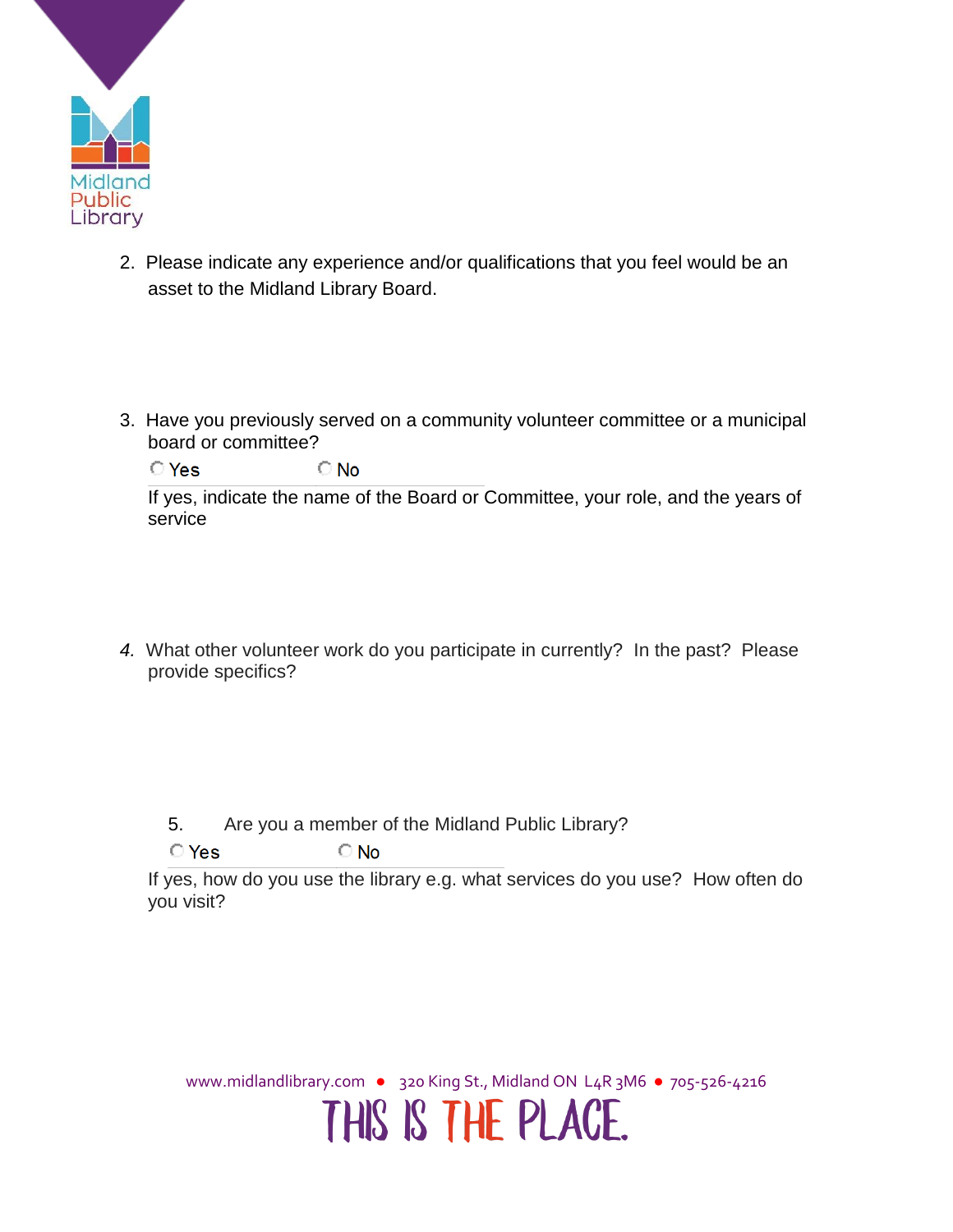2. Please indicate any experience and/or qualifications that you feel would be an asset to the Midland Library Board.

3. Have you previously served on a community volunteer committee or a municipal board or committee?

   ○ Yes ○ No

   If yes, indicate the name of the Board or Committee, your role, and the years of service

4. What other volunteer work do you participate in currently? In the past? Please provide specifics?

5. Are you a member of the Midland Public Library?

   ○ Yes ○ No

   If yes, how do you use the library e.g. what services do you use? How often do you visit?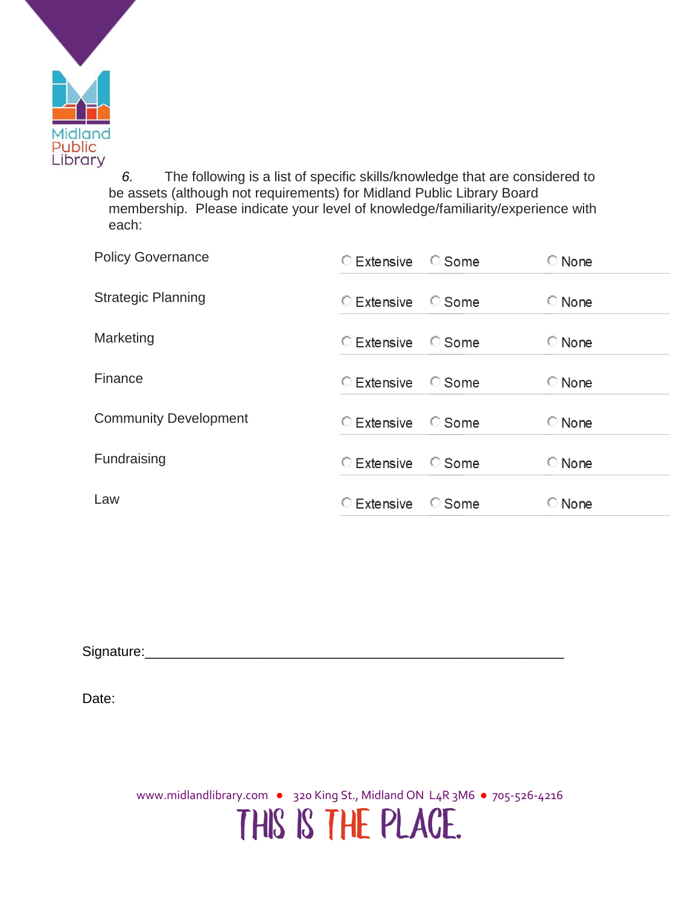6. The following is a list of specific skills/knowledge that are considered to be assets (although not requirements) for Midland Public Library Board membership. Please indicate your level of knowledge/familiarity/experience with each:

| | | | |
|---|---|---|---|
| Policy Governance | ○ Extensive | ○ Some | ○ None |
| Strategic Planning | ○ Extensive | ○ Some | ○ None |
| Marketing | ○ Extensive | ○ Some | ○ None |
| Finance | ○ Extensive | ○ Some | ○ None |
| Community Development | ○ Extensive | ○ Some | ○ None |
| Fundraising | ○ Extensive | ○ Some | ○ None |
| Law | ○ Extensive | ○ Some | ○ None |

Signature:_______________________________________________

Date:

www.midlandlibrary.com • 320 King St., Midland ON L4R 3M6 • 705-526-4216

THIS IS THE PLACE.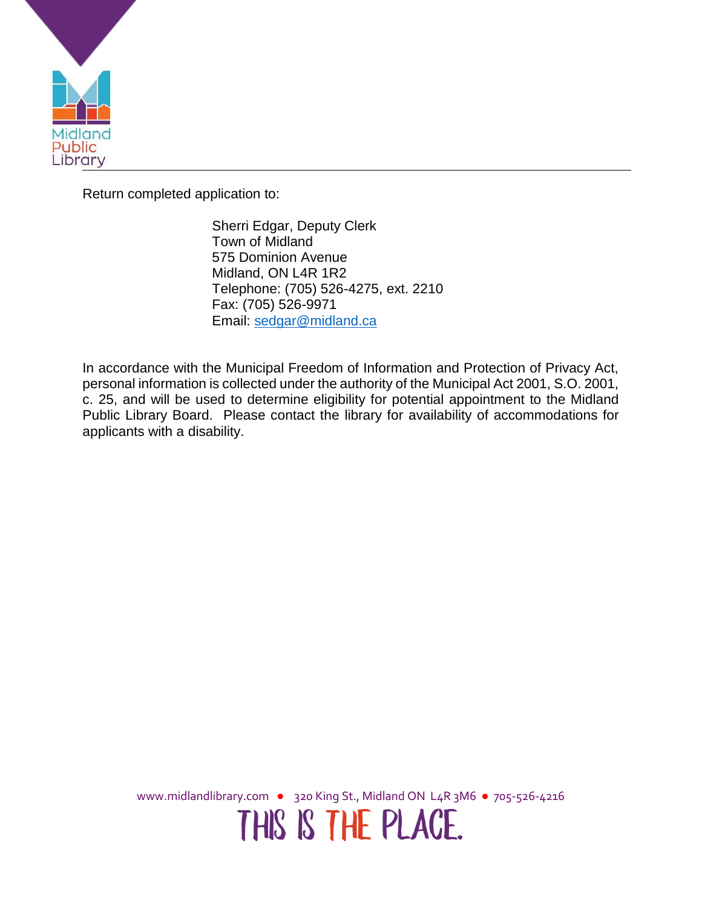Return completed application to:

Sherri Edgar, Deputy Clerk
Town of Midland
575 Dominion Avenue
Midland, ON L4R 1R2
Telephone: (705) 526-4275, ext. 2210
Fax: (705) 526-9971
Email: sedgar@midland.ca

In accordance with the Municipal Freedom of Information and Protection of Privacy Act, personal information is collected under the authority of the Municipal Act 2001, S.O. 2001, c. 25, and will be used to determine eligibility for potential appointment to the Midland Public Library Board. Please contact the library for availability of accommodations for applicants with a disability.